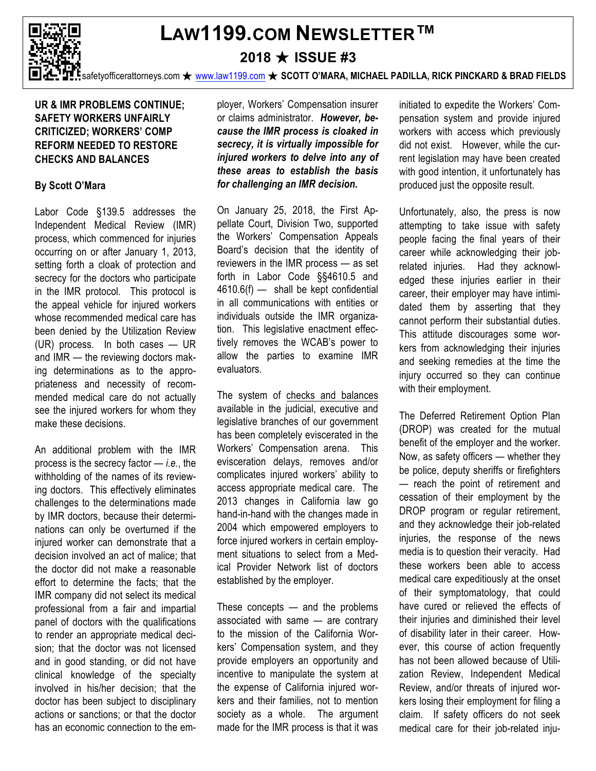# LAW1199.COM NEWSLETTER™

## 2018 ★ ISSUE #3

safetyofficerattorneys.com ★ www.law1199.com ★ SCOTT O'MARA, MICHAEL PADILLA, RICK PINCKARD & BRAD FIELDS

### UR & IMR PROBLEMS CONTINUE; SAFETY WORKERS UNFAIRLY CRITICIZED; WORKERS' COMP REFORM NEEDED TO RESTORE CHECKS AND BALANCES

**By Scott O'Mara**

Labor Code §139.5 addresses the Independent Medical Review (IMR) process, which commenced for injuries occurring on or after January 1, 2013, setting forth a cloak of protection and secrecy for the doctors who participate in the IMR protocol. This protocol is the appeal vehicle for injured workers whose recommended medical care has been denied by the Utilization Review (UR) process. In both cases — UR and IMR — the reviewing doctors making determinations as to the appropriateness and necessity of recommended medical care do not actually see the injured workers for whom they make these decisions.

An additional problem with the IMR process is the secrecy factor — *i.e.*, the withholding of the names of its reviewing doctors. This effectively eliminates challenges to the determinations made by IMR doctors, because their determinations can only be overturned if the injured worker can demonstrate that a decision involved an act of malice; that the doctor did not make a reasonable effort to determine the facts; that the IMR company did not select its medical professional from a fair and impartial panel of doctors with the qualifications to render an appropriate medical decision; that the doctor was not licensed and in good standing, or did not have clinical knowledge of the specialty involved in his/her decision; that the doctor has been subject to disciplinary actions or sanctions; or that the doctor has an economic connection to the employer, Workers' Compensation insurer or claims administrator. ***However, because the IMR process is cloaked in secrecy, it is virtually impossible for injured workers to delve into any of these areas to establish the basis for challenging an IMR decision.***

On January 25, 2018, the First Appellate Court, Division Two, supported the Workers' Compensation Appeals Board's decision that the identity of reviewers in the IMR process — as set forth in Labor Code §§4610.5 and 4610.6(f) — shall be kept confidential in all communications with entities or individuals outside the IMR organization. This legislative enactment effectively removes the WCAB's power to allow the parties to examine IMR evaluators.

The system of checks and balances available in the judicial, executive and legislative branches of our government has been completely eviscerated in the Workers' Compensation arena. This evisceration delays, removes and/or complicates injured workers' ability to access appropriate medical care. The 2013 changes in California law go hand-in-hand with the changes made in 2004 which empowered employers to force injured workers in certain employment situations to select from a Medical Provider Network list of doctors established by the employer.

These concepts — and the problems associated with same — are contrary to the mission of the California Workers' Compensation system, and they provide employers an opportunity and incentive to manipulate the system at the expense of California injured workers and their families, not to mention society as a whole. The argument made for the IMR process is that it was initiated to expedite the Workers' Compensation system and provide injured workers with access which previously did not exist. However, while the current legislation may have been created with good intention, it unfortunately has produced just the opposite result.

Unfortunately, also, the press is now attempting to take issue with safety people facing the final years of their career while acknowledging their job-related injuries. Had they acknowledged these injuries earlier in their career, their employer may have intimidated them by asserting that they cannot perform their substantial duties. This attitude discourages some workers from acknowledging their injuries and seeking remedies at the time the injury occurred so they can continue with their employment.

The Deferred Retirement Option Plan (DROP) was created for the mutual benefit of the employer and the worker. Now, as safety officers — whether they be police, deputy sheriffs or firefighters — reach the point of retirement and cessation of their employment by the DROP program or regular retirement, and they acknowledge their job-related injuries, the response of the news media is to question their veracity. Had these workers been able to access medical care expeditiously at the onset of their symptomatology, that could have cured or relieved the effects of their injuries and diminished their level of disability later in their career. However, this course of action frequently has not been allowed because of Utilization Review, Independent Medical Review, and/or threats of injured workers losing their employment for filing a claim. If safety officers do not seek medical care for their job-related inju-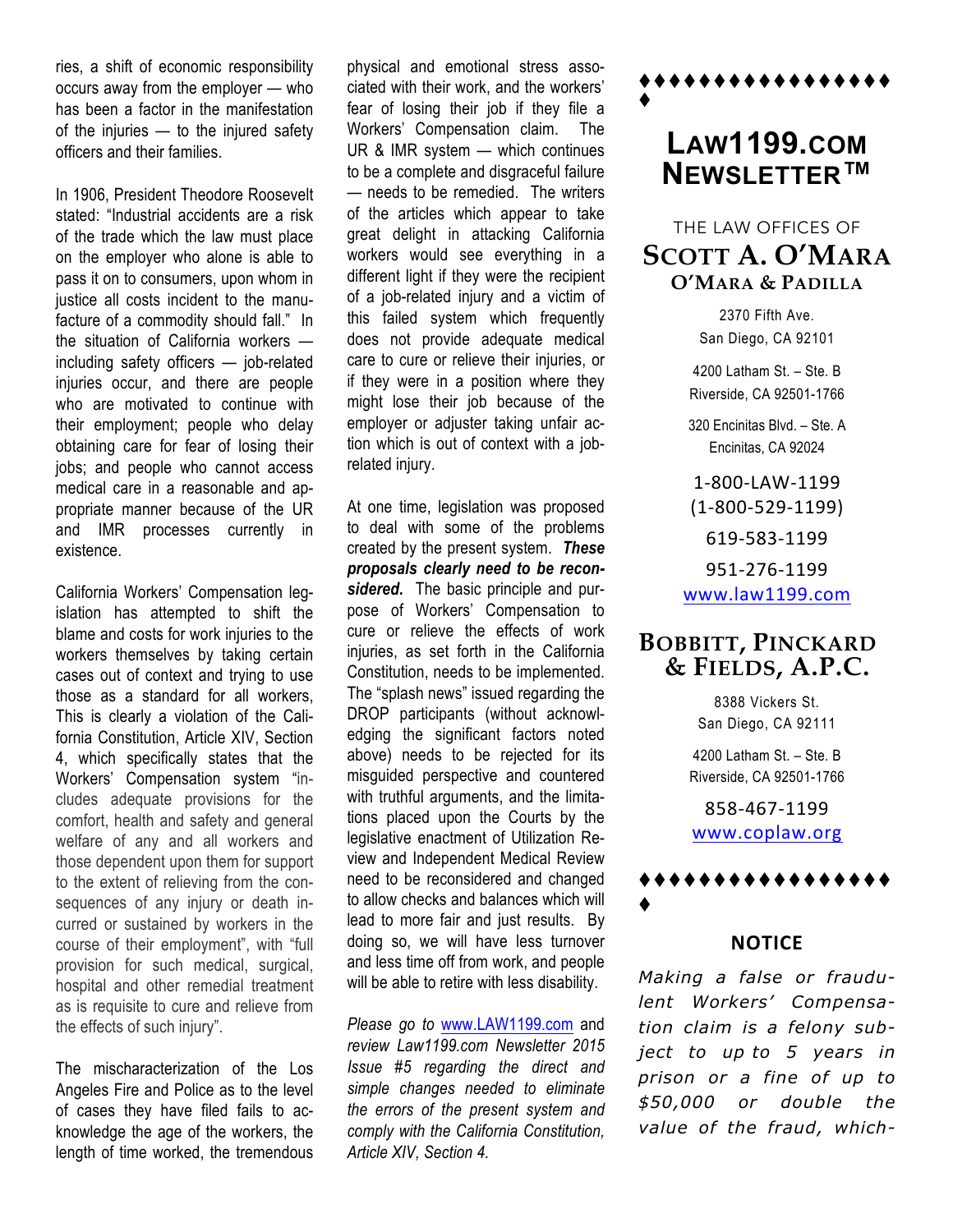ries, a shift of economic responsibility occurs away from the employer — who has been a factor in the manifestation of the injuries — to the injured safety officers and their families.

In 1906, President Theodore Roosevelt stated: "Industrial accidents are a risk of the trade which the law must place on the employer who alone is able to pass it on to consumers, upon whom in justice all costs incident to the manufacture of a commodity should fall." In the situation of California workers — including safety officers — job-related injuries occur, and there are people who are motivated to continue with their employment; people who delay obtaining care for fear of losing their jobs; and people who cannot access medical care in a reasonable and appropriate manner because of the UR and IMR processes currently in existence.

California Workers' Compensation legislation has attempted to shift the blame and costs for work injuries to the workers themselves by taking certain cases out of context and trying to use those as a standard for all workers, This is clearly a violation of the California Constitution, Article XIV, Section 4, which specifically states that the Workers' Compensation system "includes adequate provisions for the comfort, health and safety and general welfare of any and all workers and those dependent upon them for support to the extent of relieving from the consequences of any injury or death incurred or sustained by workers in the course of their employment", with "full provision for such medical, surgical, hospital and other remedial treatment as is requisite to cure and relieve from the effects of such injury".

The mischaracterization of the Los Angeles Fire and Police as to the level of cases they have filed fails to acknowledge the age of the workers, the length of time worked, the tremendous physical and emotional stress associated with their work, and the workers' fear of losing their job if they file a Workers' Compensation claim. The UR & IMR system — which continues to be a complete and disgraceful failure — needs to be remedied. The writers of the articles which appear to take great delight in attacking California workers would see everything in a different light if they were the recipient of a job-related injury and a victim of this failed system which frequently does not provide adequate medical care to cure or relieve their injuries, or if they were in a position where they might lose their job because of the employer or adjuster taking unfair action which is out of context with a job-related injury.

At one time, legislation was proposed to deal with some of the problems created by the present system. ***These proposals clearly need to be reconsidered.*** The basic principle and purpose of Workers' Compensation to cure or relieve the effects of work injuries, as set forth in the California Constitution, needs to be implemented. The "splash news" issued regarding the DROP participants (without acknowledging the significant factors noted above) needs to be rejected for its misguided perspective and countered with truthful arguments, and the limitations placed upon the Courts by the legislative enactment of Utilization Review and Independent Medical Review need to be reconsidered and changed to allow checks and balances which will lead to more fair and just results. By doing so, we will have less turnover and less time off from work, and people will be able to retire with less disability.

*Please go to* www.LAW1199.com *and review Law1199.com Newsletter 2015 Issue #5 regarding the direct and simple changes needed to eliminate the errors of the present system and comply with the California Constitution, Article XIV, Section 4.*

♦♦♦♦♦♦♦♦♦♦♦♦♦♦♦♦♦

# LAW1199.COM NEWSLETTER™

THE LAW OFFICES OF

## SCOTT A. O'MARA

### O'MARA & PADILLA

2370 Fifth Ave.
San Diego, CA 92101

4200 Latham St. – Ste. B
Riverside, CA 92501-1766

320 Encinitas Blvd. – Ste. A
Encinitas, CA 92024

1-800-LAW-1199
(1-800-529-1199)

619-583-1199

951-276-1199

www.law1199.com

## BOBBITT, PINCKARD & FIELDS, A.P.C.

8388 Vickers St.
San Diego, CA 92111

4200 Latham St. – Ste. B
Riverside, CA 92501-1766

858-467-1199

www.coplaw.org

♦♦♦♦♦♦♦♦♦♦♦♦♦♦♦♦♦

**NOTICE**

*Making a false or fraudulent Workers' Compensation claim is a felony subject to up to 5 years in prison or a fine of up to $50,000 or double the value of the fraud, which-*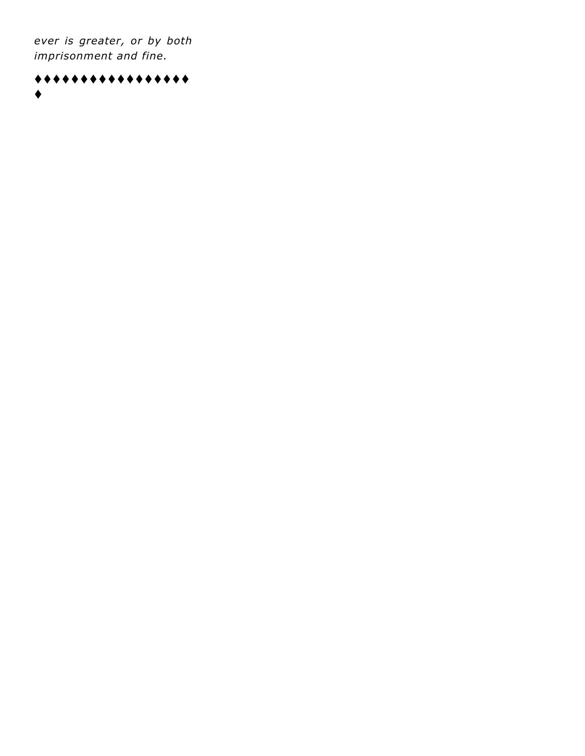*ever is greater, or by both imprisonment and fine.*

♦♦♦♦♦♦♦♦♦♦♦♦♦♦♦♦♦♦